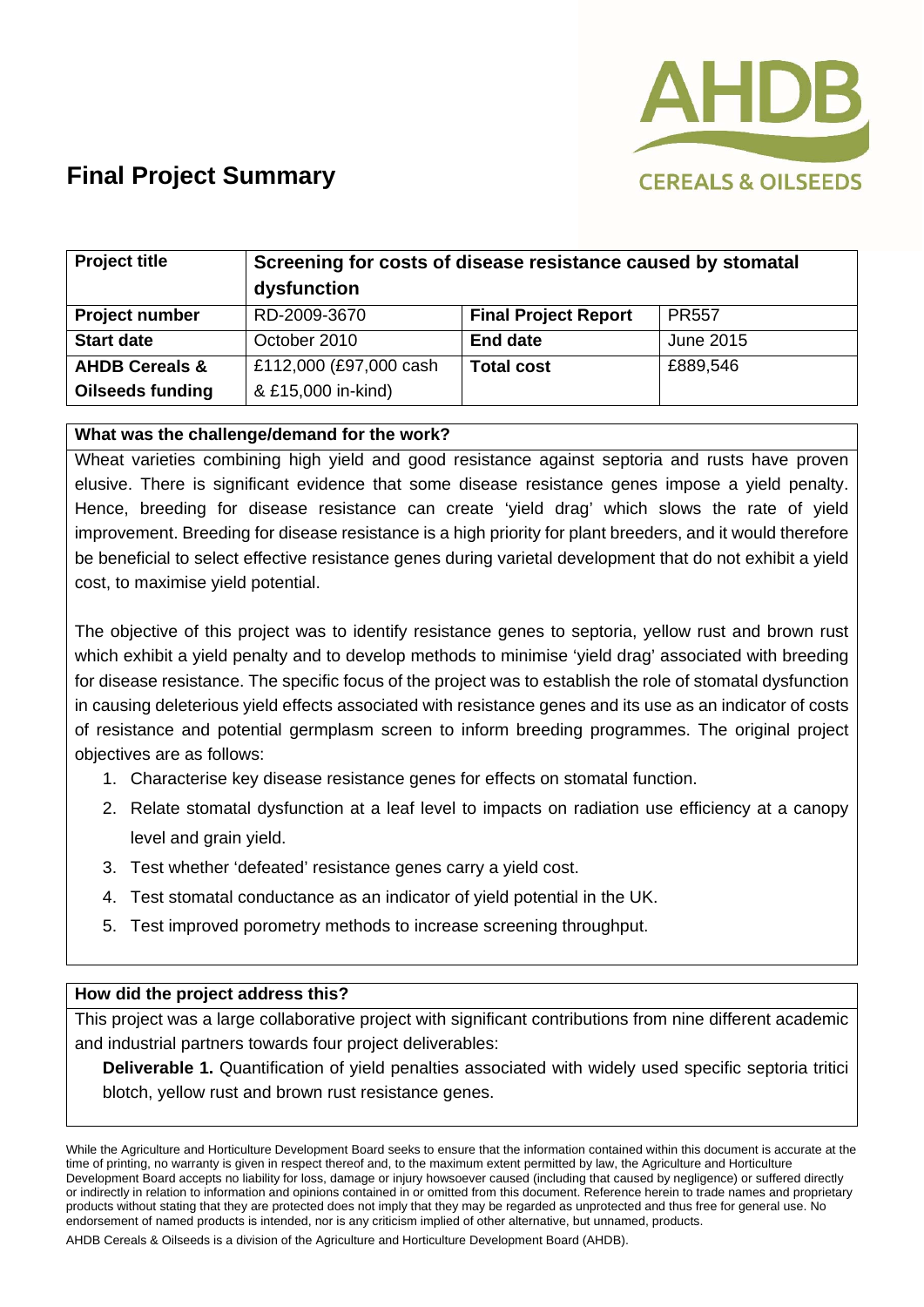# Final Project Summary

| Project title | Screening for costs of disease resistance caused by stomatal dysfunction | | |
|---|---|---|---|
| **Project number** | RD-2009-3670 | **Final Project Report** | PR557 |
| **Start date** | October 2010 | **End date** | June 2015 |
| **AHDB Cereals & Oilseeds funding** | £112,000 (£97,000 cash & £15,000 in-kind) | **Total cost** | £889,546 |

**What was the challenge/demand for the work?**

Wheat varieties combining high yield and good resistance against septoria and rusts have proven elusive. There is significant evidence that some disease resistance genes impose a yield penalty. Hence, breeding for disease resistance can create 'yield drag' which slows the rate of yield improvement. Breeding for disease resistance is a high priority for plant breeders, and it would therefore be beneficial to select effective resistance genes during varietal development that do not exhibit a yield cost, to maximise yield potential.

The objective of this project was to identify resistance genes to septoria, yellow rust and brown rust which exhibit a yield penalty and to develop methods to minimise 'yield drag' associated with breeding for disease resistance. The specific focus of the project was to establish the role of stomatal dysfunction in causing deleterious yield effects associated with resistance genes and its use as an indicator of costs of resistance and potential germplasm screen to inform breeding programmes. The original project objectives are as follows:

1. Characterise key disease resistance genes for effects on stomatal function.
2. Relate stomatal dysfunction at a leaf level to impacts on radiation use efficiency at a canopy level and grain yield.
3. Test whether 'defeated' resistance genes carry a yield cost.
4. Test stomatal conductance as an indicator of yield potential in the UK.
5. Test improved porometry methods to increase screening throughput.

**How did the project address this?**

This project was a large collaborative project with significant contributions from nine different academic and industrial partners towards four project deliverables:

**Deliverable 1.** Quantification of yield penalties associated with widely used specific septoria tritici blotch, yellow rust and brown rust resistance genes.

While the Agriculture and Horticulture Development Board seeks to ensure that the information contained within this document is accurate at the time of printing, no warranty is given in respect thereof and, to the maximum extent permitted by law, the Agriculture and Horticulture Development Board accepts no liability for loss, damage or injury howsoever caused (including that caused by negligence) or suffered directly or indirectly in relation to information and opinions contained in or omitted from this document. Reference herein to trade names and proprietary products without stating that they are protected does not imply that they may be regarded as unprotected and thus free for general use. No endorsement of named products is intended, nor is any criticism implied of other alternative, but unnamed, products.

AHDB Cereals & Oilseeds is a division of the Agriculture and Horticulture Development Board (AHDB).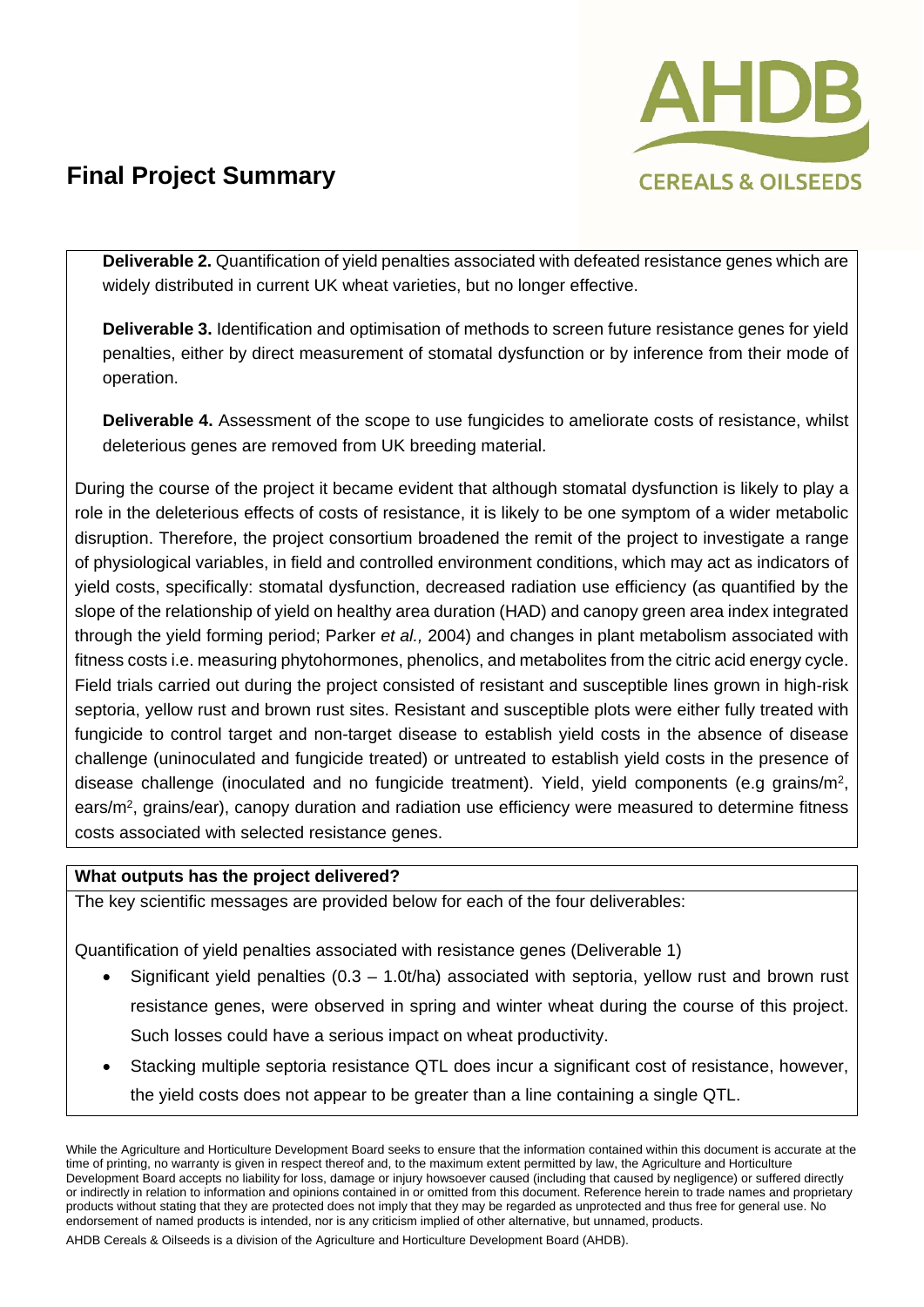# Final Project Summary

**Deliverable 2.** Quantification of yield penalties associated with defeated resistance genes which are widely distributed in current UK wheat varieties, but no longer effective.

**Deliverable 3.** Identification and optimisation of methods to screen future resistance genes for yield penalties, either by direct measurement of stomatal dysfunction or by inference from their mode of operation.

**Deliverable 4.** Assessment of the scope to use fungicides to ameliorate costs of resistance, whilst deleterious genes are removed from UK breeding material.

During the course of the project it became evident that although stomatal dysfunction is likely to play a role in the deleterious effects of costs of resistance, it is likely to be one symptom of a wider metabolic disruption. Therefore, the project consortium broadened the remit of the project to investigate a range of physiological variables, in field and controlled environment conditions, which may act as indicators of yield costs, specifically: stomatal dysfunction, decreased radiation use efficiency (as quantified by the slope of the relationship of yield on healthy area duration (HAD) and canopy green area index integrated through the yield forming period; Parker *et al.,* 2004) and changes in plant metabolism associated with fitness costs i.e. measuring phytohormones, phenolics, and metabolites from the citric acid energy cycle. Field trials carried out during the project consisted of resistant and susceptible lines grown in high-risk septoria, yellow rust and brown rust sites. Resistant and susceptible plots were either fully treated with fungicide to control target and non-target disease to establish yield costs in the absence of disease challenge (uninoculated and fungicide treated) or untreated to establish yield costs in the presence of disease challenge (inoculated and no fungicide treatment). Yield, yield components (e.g grains/m$^2$, ears/m$^2$, grains/ear), canopy duration and radiation use efficiency were measured to determine fitness costs associated with selected resistance genes.

**What outputs has the project delivered?**

The key scientific messages are provided below for each of the four deliverables:

Quantification of yield penalties associated with resistance genes (Deliverable 1)

- Significant yield penalties (0.3 – 1.0t/ha) associated with septoria, yellow rust and brown rust resistance genes, were observed in spring and winter wheat during the course of this project. Such losses could have a serious impact on wheat productivity.
- Stacking multiple septoria resistance QTL does incur a significant cost of resistance, however, the yield costs does not appear to be greater than a line containing a single QTL.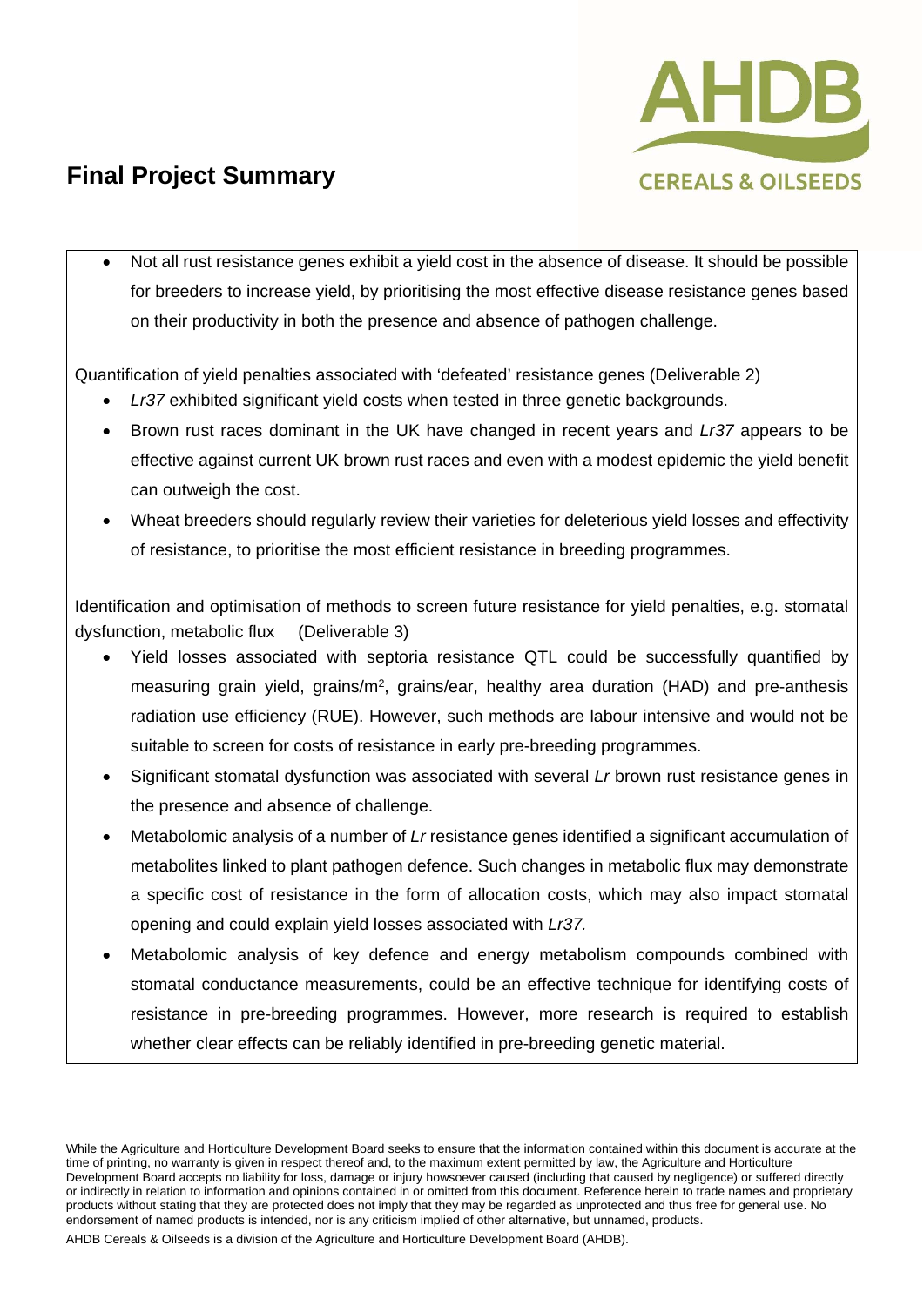# Final Project Summary

- Not all rust resistance genes exhibit a yield cost in the absence of disease. It should be possible for breeders to increase yield, by prioritising the most effective disease resistance genes based on their productivity in both the presence and absence of pathogen challenge.

Quantification of yield penalties associated with 'defeated' resistance genes (Deliverable 2)

- *Lr37* exhibited significant yield costs when tested in three genetic backgrounds.
- Brown rust races dominant in the UK have changed in recent years and *Lr37* appears to be effective against current UK brown rust races and even with a modest epidemic the yield benefit can outweigh the cost.
- Wheat breeders should regularly review their varieties for deleterious yield losses and effectivity of resistance, to prioritise the most efficient resistance in breeding programmes.

Identification and optimisation of methods to screen future resistance for yield penalties, e.g. stomatal dysfunction, metabolic flux (Deliverable 3)

- Yield losses associated with septoria resistance QTL could be successfully quantified by measuring grain yield, grains/m$^2$, grains/ear, healthy area duration (HAD) and pre-anthesis radiation use efficiency (RUE). However, such methods are labour intensive and would not be suitable to screen for costs of resistance in early pre-breeding programmes.
- Significant stomatal dysfunction was associated with several *Lr* brown rust resistance genes in the presence and absence of challenge.
- Metabolomic analysis of a number of *Lr* resistance genes identified a significant accumulation of metabolites linked to plant pathogen defence. Such changes in metabolic flux may demonstrate a specific cost of resistance in the form of allocation costs, which may also impact stomatal opening and could explain yield losses associated with *Lr37.*
- Metabolomic analysis of key defence and energy metabolism compounds combined with stomatal conductance measurements, could be an effective technique for identifying costs of resistance in pre-breeding programmes. However, more research is required to establish whether clear effects can be reliably identified in pre-breeding genetic material.

While the Agriculture and Horticulture Development Board seeks to ensure that the information contained within this document is accurate at the time of printing, no warranty is given in respect thereof and, to the maximum extent permitted by law, the Agriculture and Horticulture Development Board accepts no liability for loss, damage or injury howsoever caused (including that caused by negligence) or suffered directly or indirectly in relation to information and opinions contained in or omitted from this document. Reference herein to trade names and proprietary products without stating that they are protected does not imply that they may be regarded as unprotected and thus free for general use. No endorsement of named products is intended, nor is any criticism implied of other alternative, but unnamed, products.

AHDB Cereals & Oilseeds is a division of the Agriculture and Horticulture Development Board (AHDB).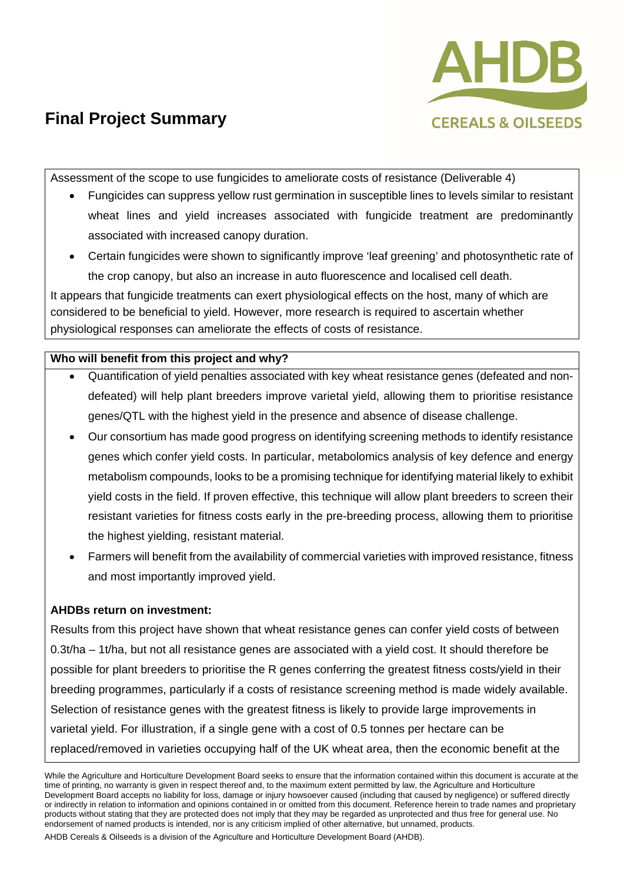# Final Project Summary

Assessment of the scope to use fungicides to ameliorate costs of resistance (Deliverable 4)

- Fungicides can suppress yellow rust germination in susceptible lines to levels similar to resistant wheat lines and yield increases associated with fungicide treatment are predominantly associated with increased canopy duration.
- Certain fungicides were shown to significantly improve 'leaf greening' and photosynthetic rate of the crop canopy, but also an increase in auto fluorescence and localised cell death.

It appears that fungicide treatments can exert physiological effects on the host, many of which are considered to be beneficial to yield. However, more research is required to ascertain whether physiological responses can ameliorate the effects of costs of resistance.

**Who will benefit from this project and why?**

- Quantification of yield penalties associated with key wheat resistance genes (defeated and non-defeated) will help plant breeders improve varietal yield, allowing them to prioritise resistance genes/QTL with the highest yield in the presence and absence of disease challenge.
- Our consortium has made good progress on identifying screening methods to identify resistance genes which confer yield costs. In particular, metabolomics analysis of key defence and energy metabolism compounds, looks to be a promising technique for identifying material likely to exhibit yield costs in the field. If proven effective, this technique will allow plant breeders to screen their resistant varieties for fitness costs early in the pre-breeding process, allowing them to prioritise the highest yielding, resistant material.
- Farmers will benefit from the availability of commercial varieties with improved resistance, fitness and most importantly improved yield.

**AHDBs return on investment:**

Results from this project have shown that wheat resistance genes can confer yield costs of between 0.3t/ha – 1t/ha, but not all resistance genes are associated with a yield cost. It should therefore be possible for plant breeders to prioritise the R genes conferring the greatest fitness costs/yield in their breeding programmes, particularly if a costs of resistance screening method is made widely available. Selection of resistance genes with the greatest fitness is likely to provide large improvements in varietal yield. For illustration, if a single gene with a cost of 0.5 tonnes per hectare can be replaced/removed in varieties occupying half of the UK wheat area, then the economic benefit at the

While the Agriculture and Horticulture Development Board seeks to ensure that the information contained within this document is accurate at the time of printing, no warranty is given in respect thereof and, to the maximum extent permitted by law, the Agriculture and Horticulture Development Board accepts no liability for loss, damage or injury howsoever caused (including that caused by negligence) or suffered directly or indirectly in relation to information and opinions contained in or omitted from this document. Reference herein to trade names and proprietary products without stating that they are protected does not imply that they may be regarded as unprotected and thus free for general use. No endorsement of named products is intended, nor is any criticism implied of other alternative, but unnamed, products.

AHDB Cereals & Oilseeds is a division of the Agriculture and Horticulture Development Board (AHDB).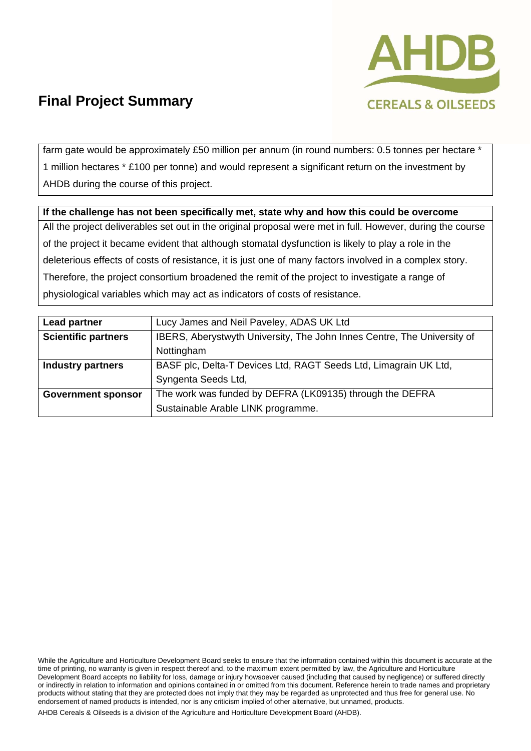# Final Project Summary

farm gate would be approximately £50 million per annum (in round numbers: 0.5 tonnes per hectare * 1 million hectares * £100 per tonne) and would represent a significant return on the investment by AHDB during the course of this project.

**If the challenge has not been specifically met, state why and how this could be overcome**

All the project deliverables set out in the original proposal were met in full. However, during the course of the project it became evident that although stomatal dysfunction is likely to play a role in the deleterious effects of costs of resistance, it is just one of many factors involved in a complex story. Therefore, the project consortium broadened the remit of the project to investigate a range of physiological variables which may act as indicators of costs of resistance.

| | |
|---|---|
| **Lead partner** | Lucy James and Neil Paveley, ADAS UK Ltd |
| **Scientific partners** | IBERS, Aberystwyth University, The John Innes Centre, The University of Nottingham |
| **Industry partners** | BASF plc, Delta-T Devices Ltd, RAGT Seeds Ltd, Limagrain UK Ltd, Syngenta Seeds Ltd, |
| **Government sponsor** | The work was funded by DEFRA (LK09135) through the DEFRA Sustainable Arable LINK programme. |

While the Agriculture and Horticulture Development Board seeks to ensure that the information contained within this document is accurate at the time of printing, no warranty is given in respect thereof and, to the maximum extent permitted by law, the Agriculture and Horticulture Development Board accepts no liability for loss, damage or injury howsoever caused (including that caused by negligence) or suffered directly or indirectly in relation to information and opinions contained in or omitted from this document. Reference herein to trade names and proprietary products without stating that they are protected does not imply that they may be regarded as unprotected and thus free for general use. No endorsement of named products is intended, nor is any criticism implied of other alternative, but unnamed, products.

AHDB Cereals & Oilseeds is a division of the Agriculture and Horticulture Development Board (AHDB).